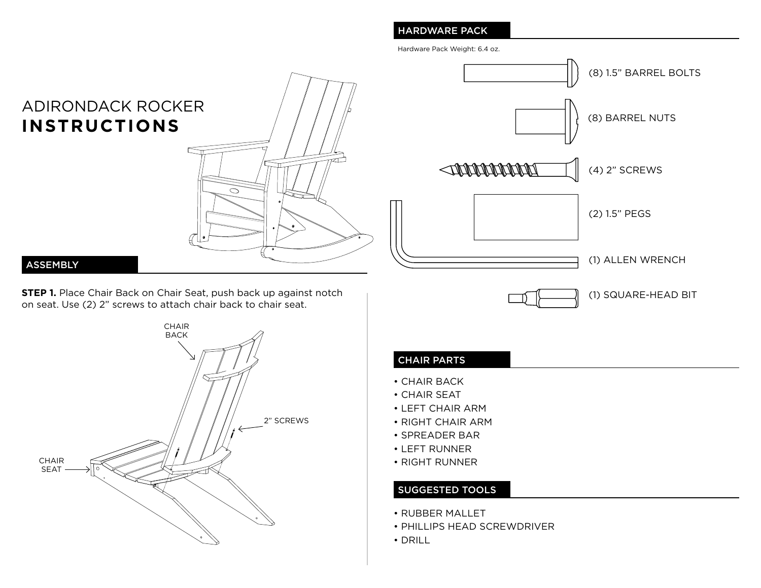# ADIRONDACK ROCKER **INSTRUCTIONS**

## ASSEMBLY

**STEP 1.** Place Chair Back on Chair Seat, push back up against notch on seat. Use (2) 2” screws to attach chair back to chair seat.

CHAIR BACK

2” SCREWS

CHAIR SEAT

## HARDWARE PACK

Hardware Pack Weight: 6.4 oz.

- (8) 1.5” BARREL BOLTS
- (8) BARREL NUTS
- (4) 2” SCREWS
- (2) 1.5” PEGS
- (1) ALLEN WRENCH
- (1) SQUARE-HEAD BIT

## CHAIR PARTS

- CHAIR BACK
- CHAIR SEAT
- LEFT CHAIR ARM
- RIGHT CHAIR ARM
- SPREADER BAR
- LEFT RUNNER
- RIGHT RUNNER

## SUGGESTED TOOLS

- RUBBER MALLET
- PHILLIPS HEAD SCREWDRIVER
- DRILL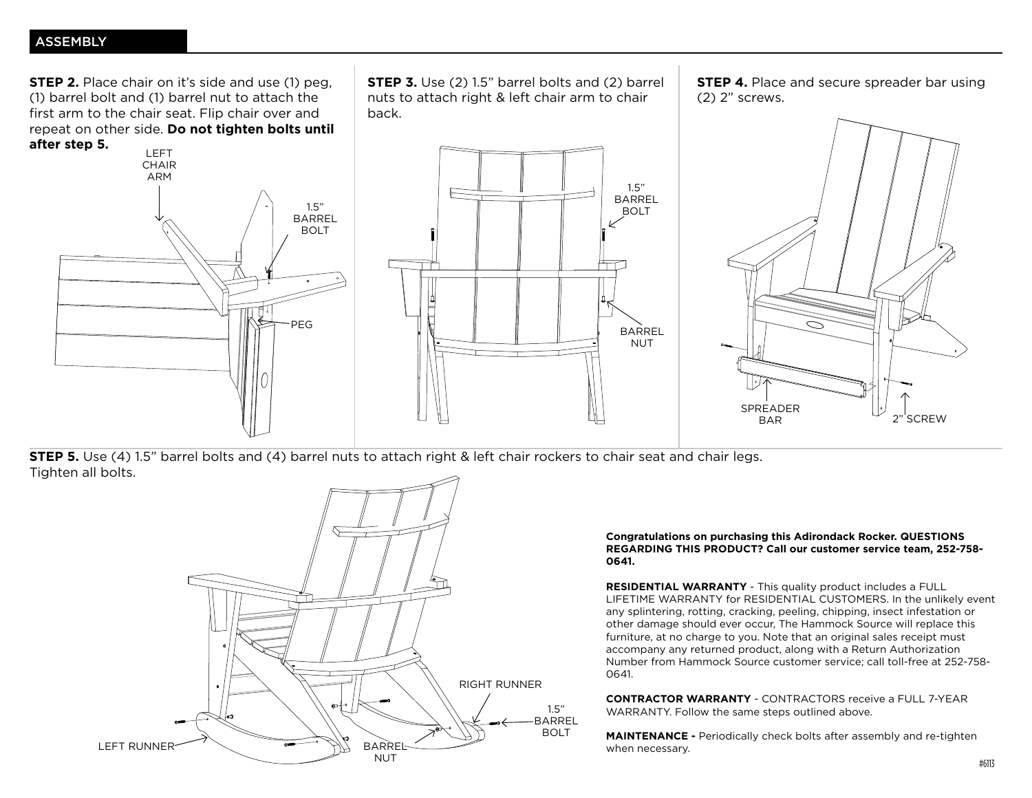## ASSEMBLY

**STEP 2.** Place chair on it's side and use (1) peg, (1) barrel bolt and (1) barrel nut to attach the first arm to the chair seat. Flip chair over and repeat on other side. **Do not tighten bolts until after step 5.**

LEFT CHAIR ARM

1.5" BARREL BOLT

PEG

**STEP 3.** Use (2) 1.5" barrel bolts and (2) barrel nuts to attach right & left chair arm to chair back.

1.5" BARREL BOLT

BARREL NUT

**STEP 4.** Place and secure spreader bar using (2) 2" screws.

SPREADER BAR

2" SCREW

**STEP 5.** Use (4) 1.5" barrel bolts and (4) barrel nuts to attach right & left chair rockers to chair seat and chair legs. Tighten all bolts.

RIGHT RUNNER

1.5" BARREL BOLT

LEFT RUNNER

BARREL NUT

**Congratulations on purchasing this Adirondack Rocker. QUESTIONS REGARDING THIS PRODUCT? Call our customer service team, 252-758-0641.**

**RESIDENTIAL WARRANTY** - This quality product includes a FULL LIFETIME WARRANTY for RESIDENTIAL CUSTOMERS. In the unlikely event any splintering, rotting, cracking, peeling, chipping, insect infestation or other damage should ever occur, The Hammock Source will replace this furniture, at no charge to you. Note that an original sales receipt must accompany any returned product, along with a Return Authorization Number from Hammock Source customer service; call toll-free at 252-758-0641.

**CONTRACTOR WARRANTY** - CONTRACTORS receive a FULL 7-YEAR WARRANTY. Follow the same steps outlined above.

**MAINTENANCE -** Periodically check bolts after assembly and re-tighten when necessary.

#6113